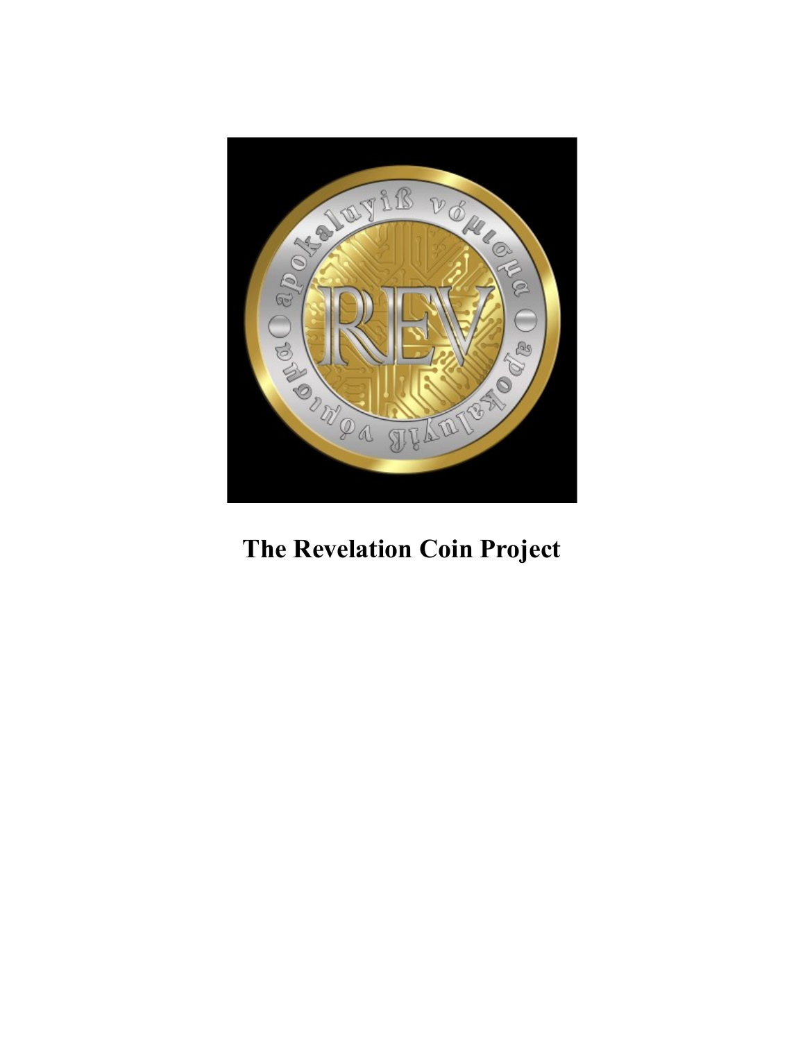# The Revelation Coin Project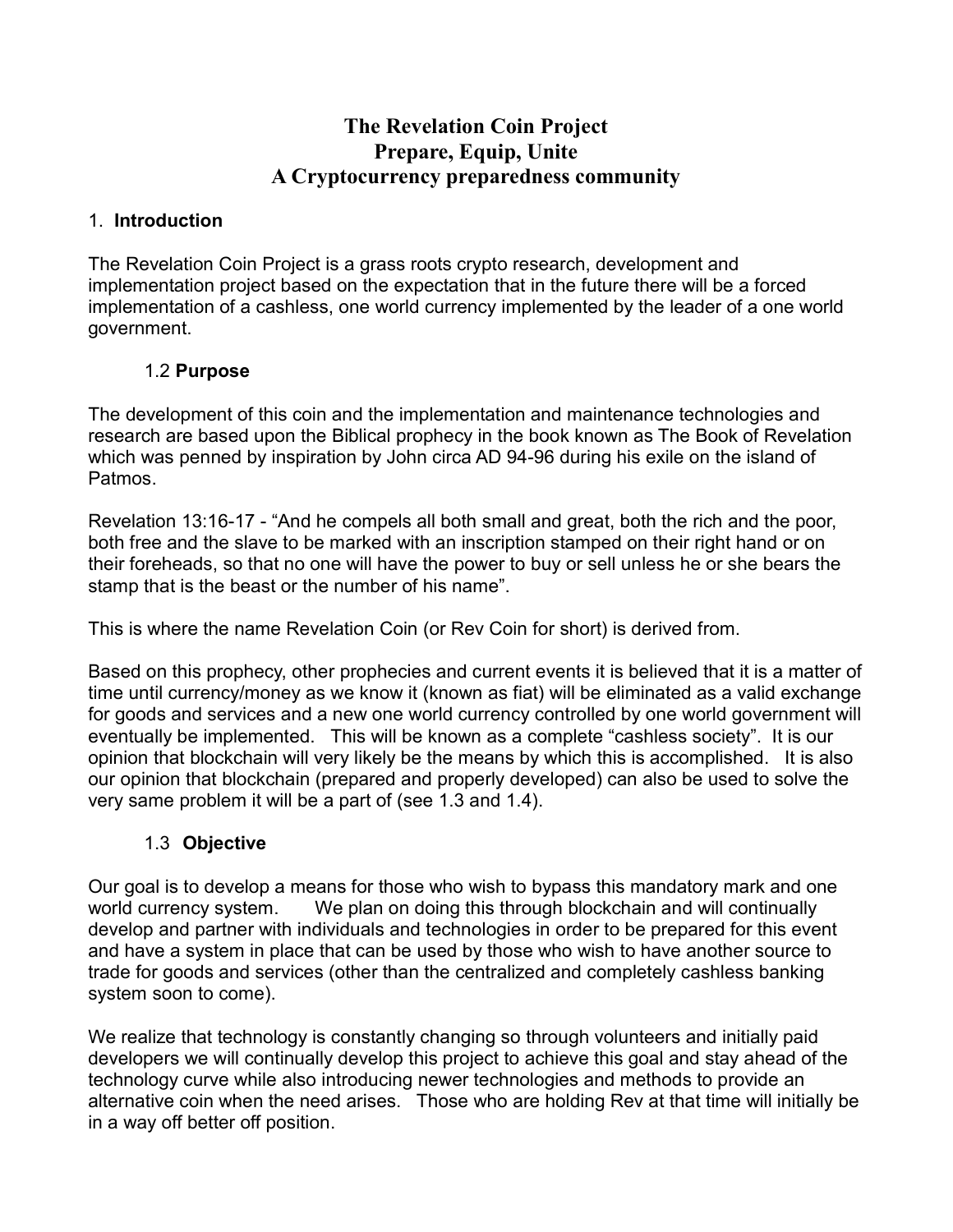# The Revelation Coin Project
# Prepare, Equip, Unite
# A Cryptocurrency preparedness community

## 1. **Introduction**

The Revelation Coin Project is a grass roots crypto research, development and implementation project based on the expectation that in the future there will be a forced implementation of a cashless, one world currency implemented by the leader of a one world government.

### 1.2 **Purpose**

The development of this coin and the implementation and maintenance technologies and research are based upon the Biblical prophecy in the book known as The Book of Revelation which was penned by inspiration by John circa AD 94-96 during his exile on the island of Patmos.

Revelation 13:16-17 - "And he compels all both small and great, both the rich and the poor, both free and the slave to be marked with an inscription stamped on their right hand or on their foreheads, so that no one will have the power to buy or sell unless he or she bears the stamp that is the beast or the number of his name".

This is where the name Revelation Coin (or Rev Coin for short) is derived from.

Based on this prophecy, other prophecies and current events it is believed that it is a matter of time until currency/money as we know it (known as fiat) will be eliminated as a valid exchange for goods and services and a new one world currency controlled by one world government will eventually be implemented. This will be known as a complete "cashless society". It is our opinion that blockchain will very likely be the means by which this is accomplished. It is also our opinion that blockchain (prepared and properly developed) can also be used to solve the very same problem it will be a part of (see 1.3 and 1.4).

### 1.3 **Objective**

Our goal is to develop a means for those who wish to bypass this mandatory mark and one world currency system. We plan on doing this through blockchain and will continually develop and partner with individuals and technologies in order to be prepared for this event and have a system in place that can be used by those who wish to have another source to trade for goods and services (other than the centralized and completely cashless banking system soon to come).

We realize that technology is constantly changing so through volunteers and initially paid developers we will continually develop this project to achieve this goal and stay ahead of the technology curve while also introducing newer technologies and methods to provide an alternative coin when the need arises. Those who are holding Rev at that time will initially be in a way off better off position.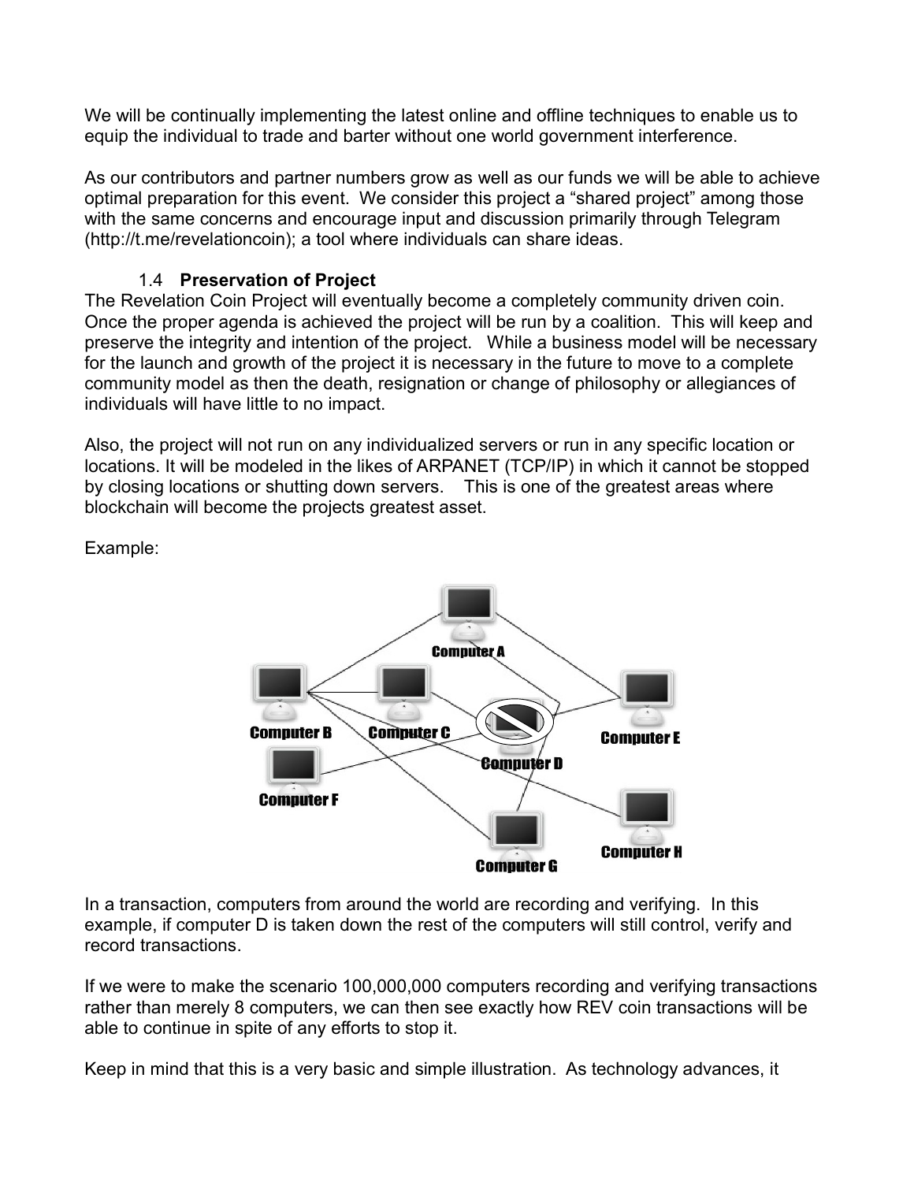We will be continually implementing the latest online and offline techniques to enable us to equip the individual to trade and barter without one world government interference.

As our contributors and partner numbers grow as well as our funds we will be able to achieve optimal preparation for this event. We consider this project a "shared project" among those with the same concerns and encourage input and discussion primarily through Telegram (http://t.me/revelationcoin); a tool where individuals can share ideas.

### 1.4 **Preservation of Project**

The Revelation Coin Project will eventually become a completely community driven coin. Once the proper agenda is achieved the project will be run by a coalition. This will keep and preserve the integrity and intention of the project. While a business model will be necessary for the launch and growth of the project it is necessary in the future to move to a complete community model as then the death, resignation or change of philosophy or allegiances of individuals will have little to no impact.

Also, the project will not run on any individualized servers or run in any specific location or locations. It will be modeled in the likes of ARPANET (TCP/IP) in which it cannot be stopped by closing locations or shutting down servers. This is one of the greatest areas where blockchain will become the projects greatest asset.

Example:

Computer A, Computer B, Computer C, Computer D, Computer E, Computer F, Computer G, Computer H

In a transaction, computers from around the world are recording and verifying. In this example, if computer D is taken down the rest of the computers will still control, verify and record transactions.

If we were to make the scenario 100,000,000 computers recording and verifying transactions rather than merely 8 computers, we can then see exactly how REV coin transactions will be able to continue in spite of any efforts to stop it.

Keep in mind that this is a very basic and simple illustration. As technology advances, it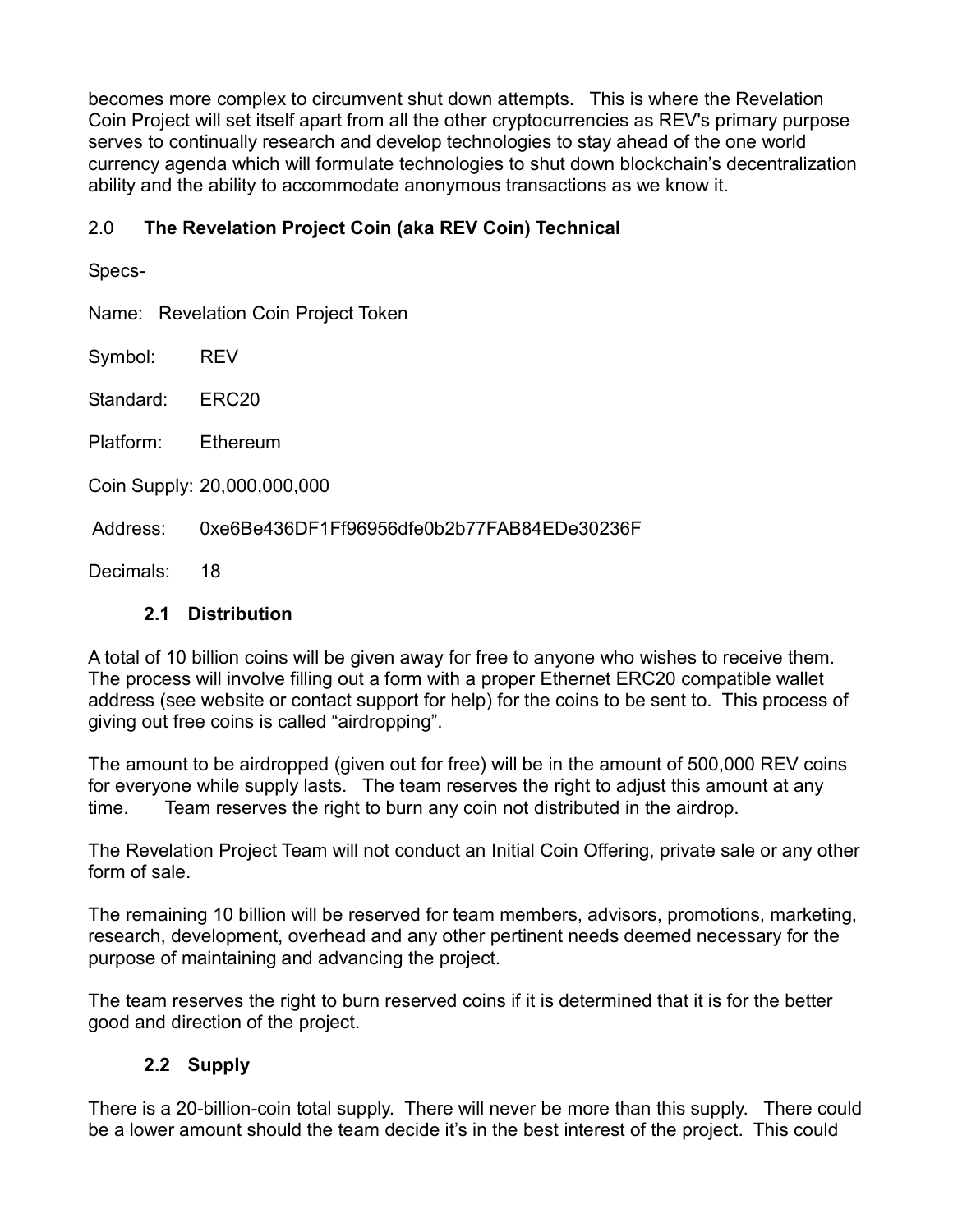becomes more complex to circumvent shut down attempts. This is where the Revelation Coin Project will set itself apart from all the other cryptocurrencies as REV's primary purpose serves to continually research and develop technologies to stay ahead of the one world currency agenda which will formulate technologies to shut down blockchain's decentralization ability and the ability to accommodate anonymous transactions as we know it.

## 2.0 **The Revelation Project Coin (aka REV Coin) Technical**

Specs-

Name: Revelation Coin Project Token

Symbol: REV

Standard: ERC20

Platform: Ethereum

Coin Supply: 20,000,000,000

Address: 0xe6Be436DF1Ff96956dfe0b2b77FAB84EDe30236F

Decimals: 18

### 2.1 Distribution

A total of 10 billion coins will be given away for free to anyone who wishes to receive them. The process will involve filling out a form with a proper Ethernet ERC20 compatible wallet address (see website or contact support for help) for the coins to be sent to. This process of giving out free coins is called "airdropping".

The amount to be airdropped (given out for free) will be in the amount of 500,000 REV coins for everyone while supply lasts. The team reserves the right to adjust this amount at any time. Team reserves the right to burn any coin not distributed in the airdrop.

The Revelation Project Team will not conduct an Initial Coin Offering, private sale or any other form of sale.

The remaining 10 billion will be reserved for team members, advisors, promotions, marketing, research, development, overhead and any other pertinent needs deemed necessary for the purpose of maintaining and advancing the project.

The team reserves the right to burn reserved coins if it is determined that it is for the better good and direction of the project.

### 2.2 Supply

There is a 20-billion-coin total supply. There will never be more than this supply. There could be a lower amount should the team decide it's in the best interest of the project. This could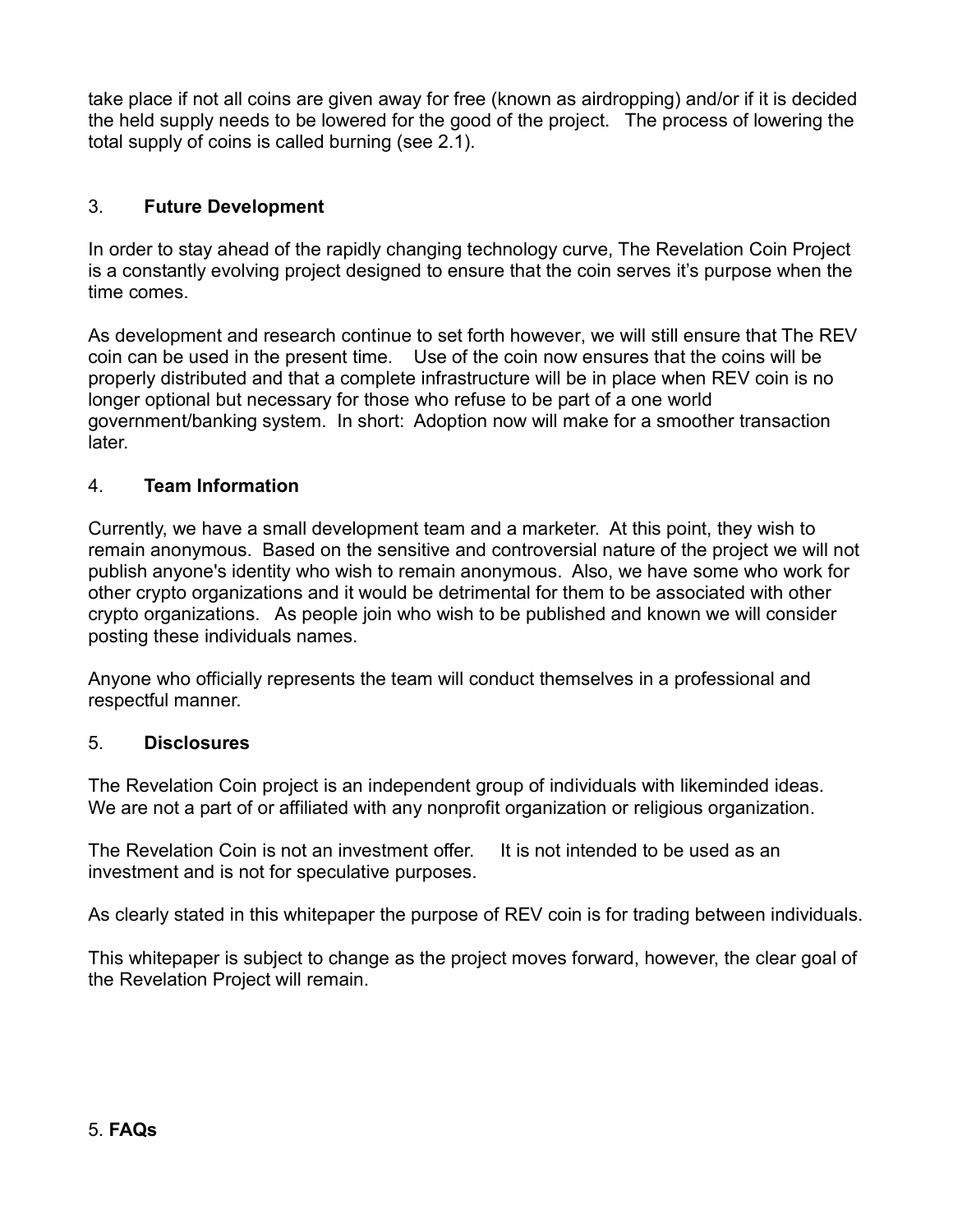take place if not all coins are given away for free (known as airdropping) and/or if it is decided the held supply needs to be lowered for the good of the project. The process of lowering the total supply of coins is called burning (see 2.1).

## 3. **Future Development**

In order to stay ahead of the rapidly changing technology curve, The Revelation Coin Project is a constantly evolving project designed to ensure that the coin serves it's purpose when the time comes.

As development and research continue to set forth however, we will still ensure that The REV coin can be used in the present time. Use of the coin now ensures that the coins will be properly distributed and that a complete infrastructure will be in place when REV coin is no longer optional but necessary for those who refuse to be part of a one world government/banking system. In short: Adoption now will make for a smoother transaction later.

## 4. **Team Information**

Currently, we have a small development team and a marketer. At this point, they wish to remain anonymous. Based on the sensitive and controversial nature of the project we will not publish anyone's identity who wish to remain anonymous. Also, we have some who work for other crypto organizations and it would be detrimental for them to be associated with other crypto organizations. As people join who wish to be published and known we will consider posting these individuals names.

Anyone who officially represents the team will conduct themselves in a professional and respectful manner.

## 5. **Disclosures**

The Revelation Coin project is an independent group of individuals with likeminded ideas. We are not a part of or affiliated with any nonprofit organization or religious organization.

The Revelation Coin is not an investment offer. It is not intended to be used as an investment and is not for speculative purposes.

As clearly stated in this whitepaper the purpose of REV coin is for trading between individuals.

This whitepaper is subject to change as the project moves forward, however, the clear goal of the Revelation Project will remain.

## 5. **FAQs**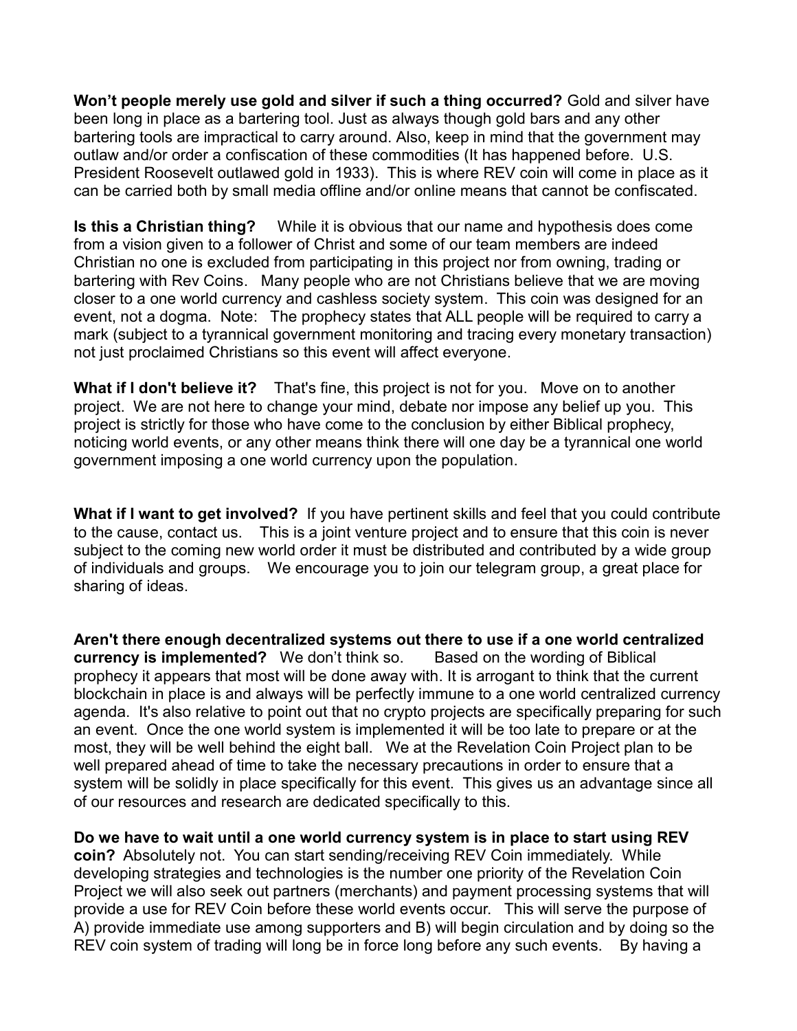**Won't people merely use gold and silver if such a thing occurred?** Gold and silver have been long in place as a bartering tool. Just as always though gold bars and any other bartering tools are impractical to carry around. Also, keep in mind that the government may outlaw and/or order a confiscation of these commodities (It has happened before. U.S. President Roosevelt outlawed gold in 1933). This is where REV coin will come in place as it can be carried both by small media offline and/or online means that cannot be confiscated.

**Is this a Christian thing?** While it is obvious that our name and hypothesis does come from a vision given to a follower of Christ and some of our team members are indeed Christian no one is excluded from participating in this project nor from owning, trading or bartering with Rev Coins. Many people who are not Christians believe that we are moving closer to a one world currency and cashless society system. This coin was designed for an event, not a dogma. Note: The prophecy states that ALL people will be required to carry a mark (subject to a tyrannical government monitoring and tracing every monetary transaction) not just proclaimed Christians so this event will affect everyone.

**What if I don't believe it?** That's fine, this project is not for you. Move on to another project. We are not here to change your mind, debate nor impose any belief up you. This project is strictly for those who have come to the conclusion by either Biblical prophecy, noticing world events, or any other means think there will one day be a tyrannical one world government imposing a one world currency upon the population.

**What if I want to get involved?** If you have pertinent skills and feel that you could contribute to the cause, contact us. This is a joint venture project and to ensure that this coin is never subject to the coming new world order it must be distributed and contributed by a wide group of individuals and groups. We encourage you to join our telegram group, a great place for sharing of ideas.

**Aren't there enough decentralized systems out there to use if a one world centralized currency is implemented?** We don't think so. Based on the wording of Biblical prophecy it appears that most will be done away with. It is arrogant to think that the current blockchain in place is and always will be perfectly immune to a one world centralized currency agenda. It's also relative to point out that no crypto projects are specifically preparing for such an event. Once the one world system is implemented it will be too late to prepare or at the most, they will be well behind the eight ball. We at the Revelation Coin Project plan to be well prepared ahead of time to take the necessary precautions in order to ensure that a system will be solidly in place specifically for this event. This gives us an advantage since all of our resources and research are dedicated specifically to this.

**Do we have to wait until a one world currency system is in place to start using REV coin?** Absolutely not. You can start sending/receiving REV Coin immediately. While developing strategies and technologies is the number one priority of the Revelation Coin Project we will also seek out partners (merchants) and payment processing systems that will provide a use for REV Coin before these world events occur. This will serve the purpose of A) provide immediate use among supporters and B) will begin circulation and by doing so the REV coin system of trading will long be in force long before any such events. By having a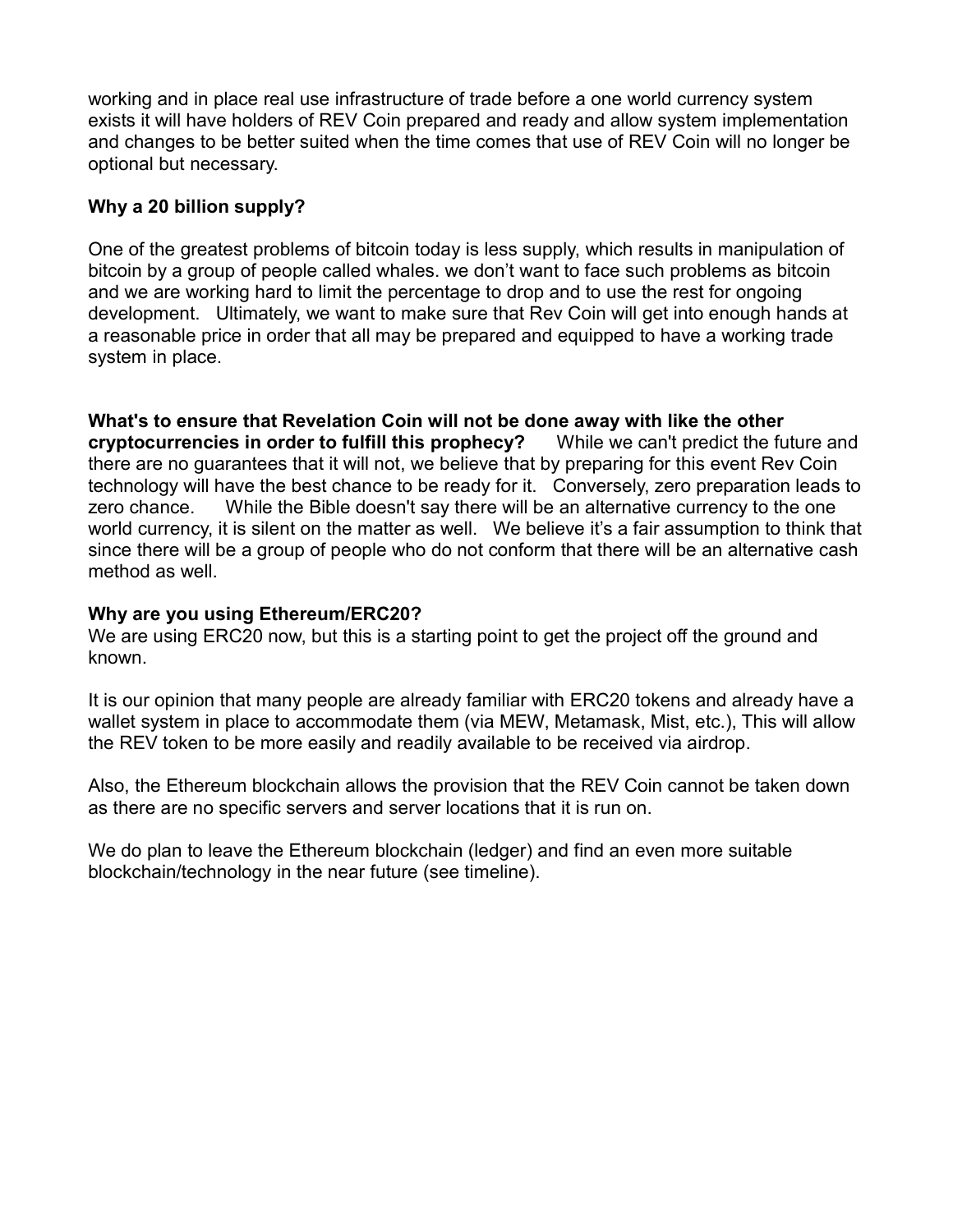working and in place real use infrastructure of trade before a one world currency system exists it will have holders of REV Coin prepared and ready and allow system implementation and changes to be better suited when the time comes that use of REV Coin will no longer be optional but necessary.

**Why a 20 billion supply?**

One of the greatest problems of bitcoin today is less supply, which results in manipulation of bitcoin by a group of people called whales. we don't want to face such problems as bitcoin and we are working hard to limit the percentage to drop and to use the rest for ongoing development. Ultimately, we want to make sure that Rev Coin will get into enough hands at a reasonable price in order that all may be prepared and equipped to have a working trade system in place.

**What's to ensure that Revelation Coin will not be done away with like the other cryptocurrencies in order to fulfill this prophecy?** While we can't predict the future and there are no guarantees that it will not, we believe that by preparing for this event Rev Coin technology will have the best chance to be ready for it. Conversely, zero preparation leads to zero chance. While the Bible doesn't say there will be an alternative currency to the one world currency, it is silent on the matter as well. We believe it's a fair assumption to think that since there will be a group of people who do not conform that there will be an alternative cash method as well.

**Why are you using Ethereum/ERC20?**

We are using ERC20 now, but this is a starting point to get the project off the ground and known.

It is our opinion that many people are already familiar with ERC20 tokens and already have a wallet system in place to accommodate them (via MEW, Metamask, Mist, etc.), This will allow the REV token to be more easily and readily available to be received via airdrop.

Also, the Ethereum blockchain allows the provision that the REV Coin cannot be taken down as there are no specific servers and server locations that it is run on.

We do plan to leave the Ethereum blockchain (ledger) and find an even more suitable blockchain/technology in the near future (see timeline).